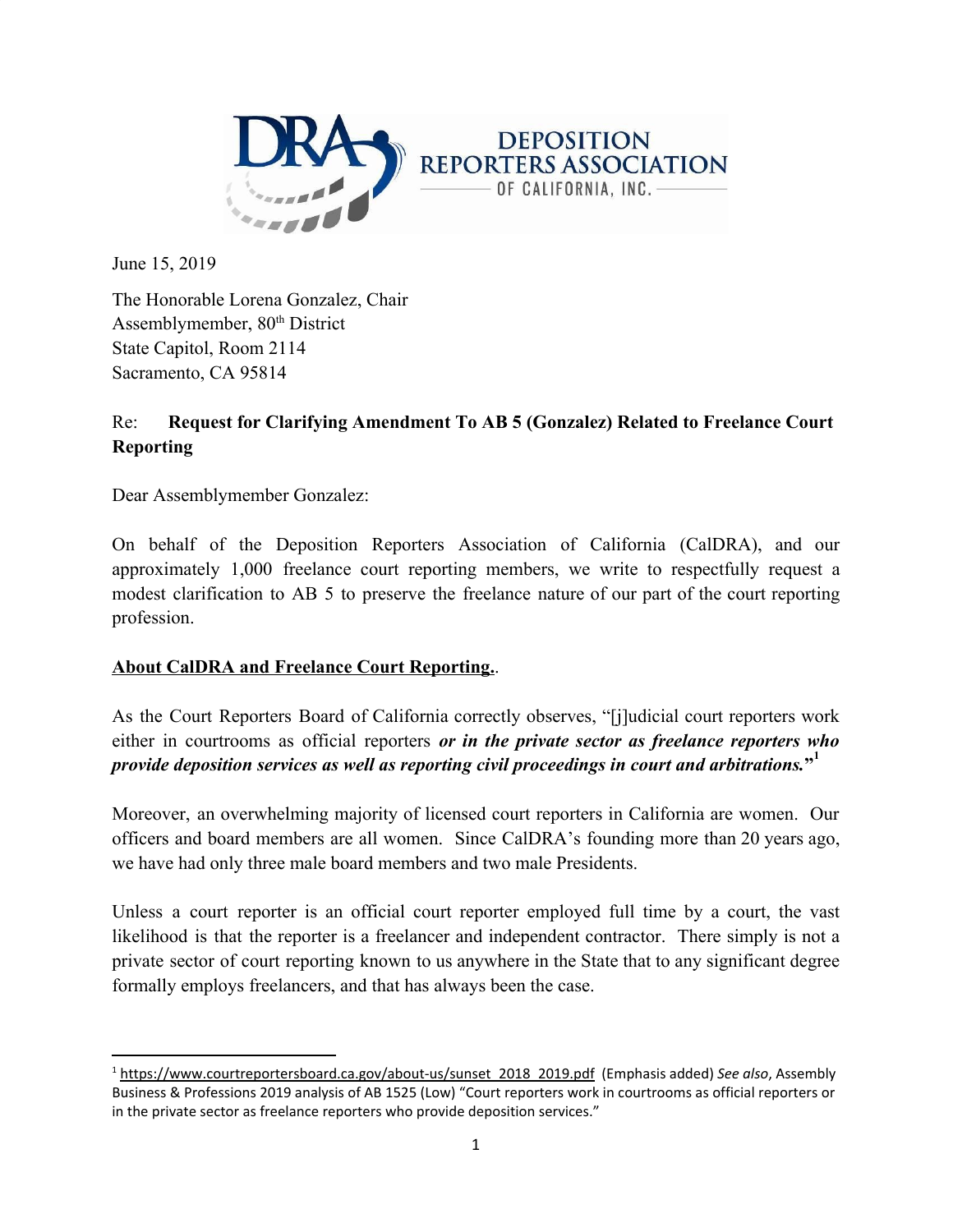**DEPOSITION REPORTERS ASSOCIATION OF CALIFORNIA, INC.**

June 15, 2019

The Honorable Lorena Gonzalez, Chair
Assemblymember, 80th District
State Capitol, Room 2114
Sacramento, CA 95814

Re: **Request for Clarifying Amendment To AB 5 (Gonzalez) Related to Freelance Court Reporting**

Dear Assemblymember Gonzalez:

On behalf of the Deposition Reporters Association of California (CalDRA), and our approximately 1,000 freelance court reporting members, we write to respectfully request a modest clarification to AB 5 to preserve the freelance nature of our part of the court reporting profession.

**<u>About CalDRA and Freelance Court Reporting.</u>**.

As the Court Reporters Board of California correctly observes, "[j]udicial court reporters work either in courtrooms as official reporters ***or in the private sector as freelance reporters who provide deposition services as well as reporting civil proceedings in court and arbitrations.***"[1]

Moreover, an overwhelming majority of licensed court reporters in California are women. Our officers and board members are all women. Since CalDRA's founding more than 20 years ago, we have had only three male board members and two male Presidents.

Unless a court reporter is an official court reporter employed full time by a court, the vast likelihood is that the reporter is a freelancer and independent contractor. There simply is not a private sector of court reporting known to us anywhere in the State that to any significant degree formally employs freelancers, and that has always been the case.

---

[1] https://www.courtreportersboard.ca.gov/about-us/sunset_2018_2019.pdf (Emphasis added) *See also*, Assembly Business & Professions 2019 analysis of AB 1525 (Low) "Court reporters work in courtrooms as official reporters or in the private sector as freelance reporters who provide deposition services."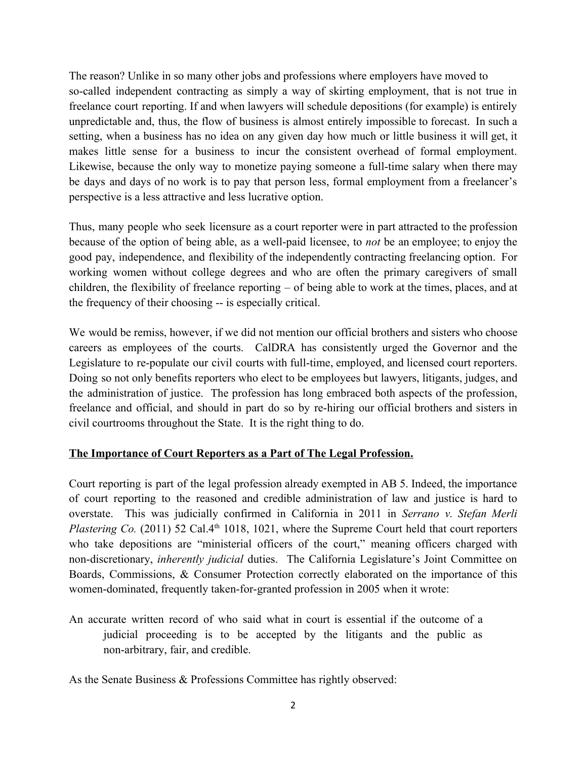The reason? Unlike in so many other jobs and professions where employers have moved to so-called independent contracting as simply a way of skirting employment, that is not true in freelance court reporting. If and when lawyers will schedule depositions (for example) is entirely unpredictable and, thus, the flow of business is almost entirely impossible to forecast. In such a setting, when a business has no idea on any given day how much or little business it will get, it makes little sense for a business to incur the consistent overhead of formal employment. Likewise, because the only way to monetize paying someone a full-time salary when there may be days and days of no work is to pay that person less, formal employment from a freelancer's perspective is a less attractive and less lucrative option.

Thus, many people who seek licensure as a court reporter were in part attracted to the profession because of the option of being able, as a well-paid licensee, to *not* be an employee; to enjoy the good pay, independence, and flexibility of the independently contracting freelancing option. For working women without college degrees and who are often the primary caregivers of small children, the flexibility of freelance reporting – of being able to work at the times, places, and at the frequency of their choosing -- is especially critical.

We would be remiss, however, if we did not mention our official brothers and sisters who choose careers as employees of the courts. CalDRA has consistently urged the Governor and the Legislature to re-populate our civil courts with full-time, employed, and licensed court reporters. Doing so not only benefits reporters who elect to be employees but lawyers, litigants, judges, and the administration of justice. The profession has long embraced both aspects of the profession, freelance and official, and should in part do so by re-hiring our official brothers and sisters in civil courtrooms throughout the State. It is the right thing to do.

**The Importance of Court Reporters as a Part of The Legal Profession.**

Court reporting is part of the legal profession already exempted in AB 5. Indeed, the importance of court reporting to the reasoned and credible administration of law and justice is hard to overstate. This was judicially confirmed in California in 2011 in *Serrano v. Stefan Merli Plastering Co.* (2011) 52 Cal.4th 1018, 1021, where the Supreme Court held that court reporters who take depositions are "ministerial officers of the court," meaning officers charged with non-discretionary, *inherently judicial* duties. The California Legislature's Joint Committee on Boards, Commissions, & Consumer Protection correctly elaborated on the importance of this women-dominated, frequently taken-for-granted profession in 2005 when it wrote:

> An accurate written record of who said what in court is essential if the outcome of a judicial proceeding is to be accepted by the litigants and the public as non-arbitrary, fair, and credible.

As the Senate Business & Professions Committee has rightly observed: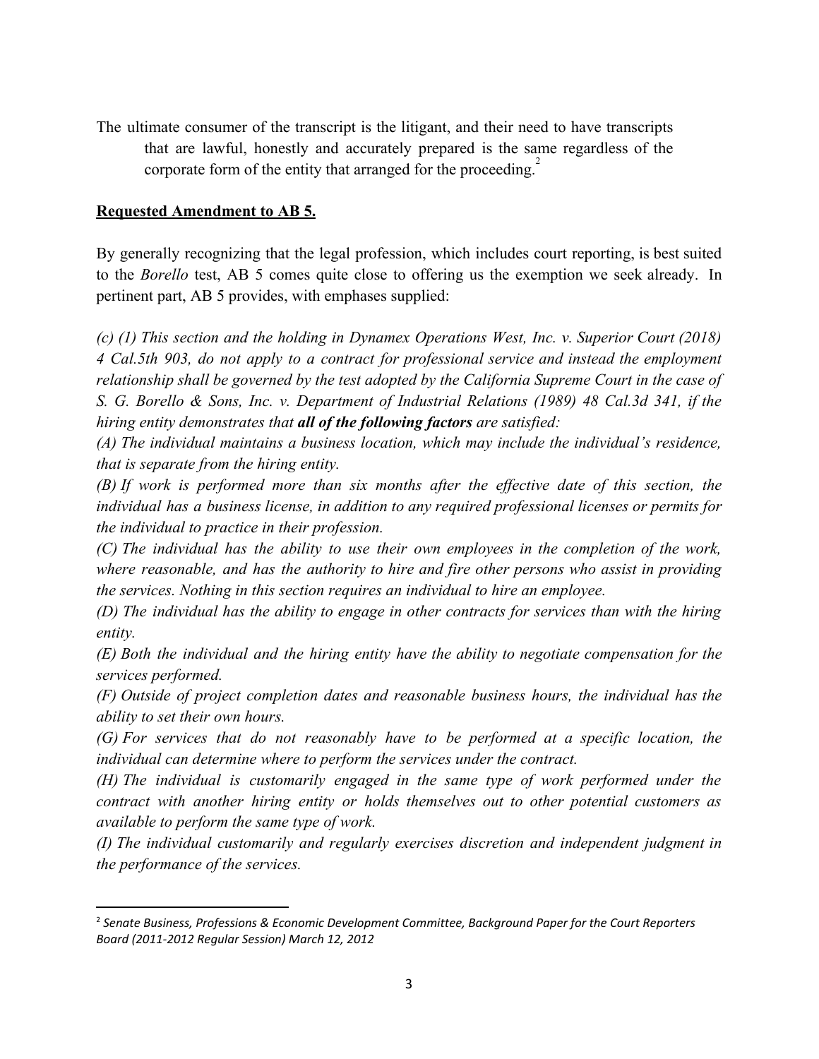The ultimate consumer of the transcript is the litigant, and their need to have transcripts that are lawful, honestly and accurately prepared is the same regardless of the corporate form of the entity that arranged for the proceeding.[2]

**Requested Amendment to AB 5.**

By generally recognizing that the legal profession, which includes court reporting, is best suited to the *Borello* test, AB 5 comes quite close to offering us the exemption we seek already. In pertinent part, AB 5 provides, with emphases supplied:

*(c) (1) This section and the holding in Dynamex Operations West, Inc. v. Superior Court (2018) 4 Cal.5th 903, do not apply to a contract for professional service and instead the employment relationship shall be governed by the test adopted by the California Supreme Court in the case of S. G. Borello & Sons, Inc. v. Department of Industrial Relations (1989) 48 Cal.3d 341, if the hiring entity demonstrates that **all of the following factors** are satisfied:*

*(A) The individual maintains a business location, which may include the individual's residence, that is separate from the hiring entity.*

*(B) If work is performed more than six months after the effective date of this section, the individual has a business license, in addition to any required professional licenses or permits for the individual to practice in their profession.*

*(C) The individual has the ability to use their own employees in the completion of the work, where reasonable, and has the authority to hire and fire other persons who assist in providing the services. Nothing in this section requires an individual to hire an employee.*

*(D) The individual has the ability to engage in other contracts for services than with the hiring entity.*

*(E) Both the individual and the hiring entity have the ability to negotiate compensation for the services performed.*

*(F) Outside of project completion dates and reasonable business hours, the individual has the ability to set their own hours.*

*(G) For services that do not reasonably have to be performed at a specific location, the individual can determine where to perform the services under the contract.*

*(H) The individual is customarily engaged in the same type of work performed under the contract with another hiring entity or holds themselves out to other potential customers as available to perform the same type of work.*

*(I) The individual customarily and regularly exercises discretion and independent judgment in the performance of the services.*

---

[2] *Senate Business, Professions & Economic Development Committee, Background Paper for the Court Reporters Board (2011-2012 Regular Session) March 12, 2012*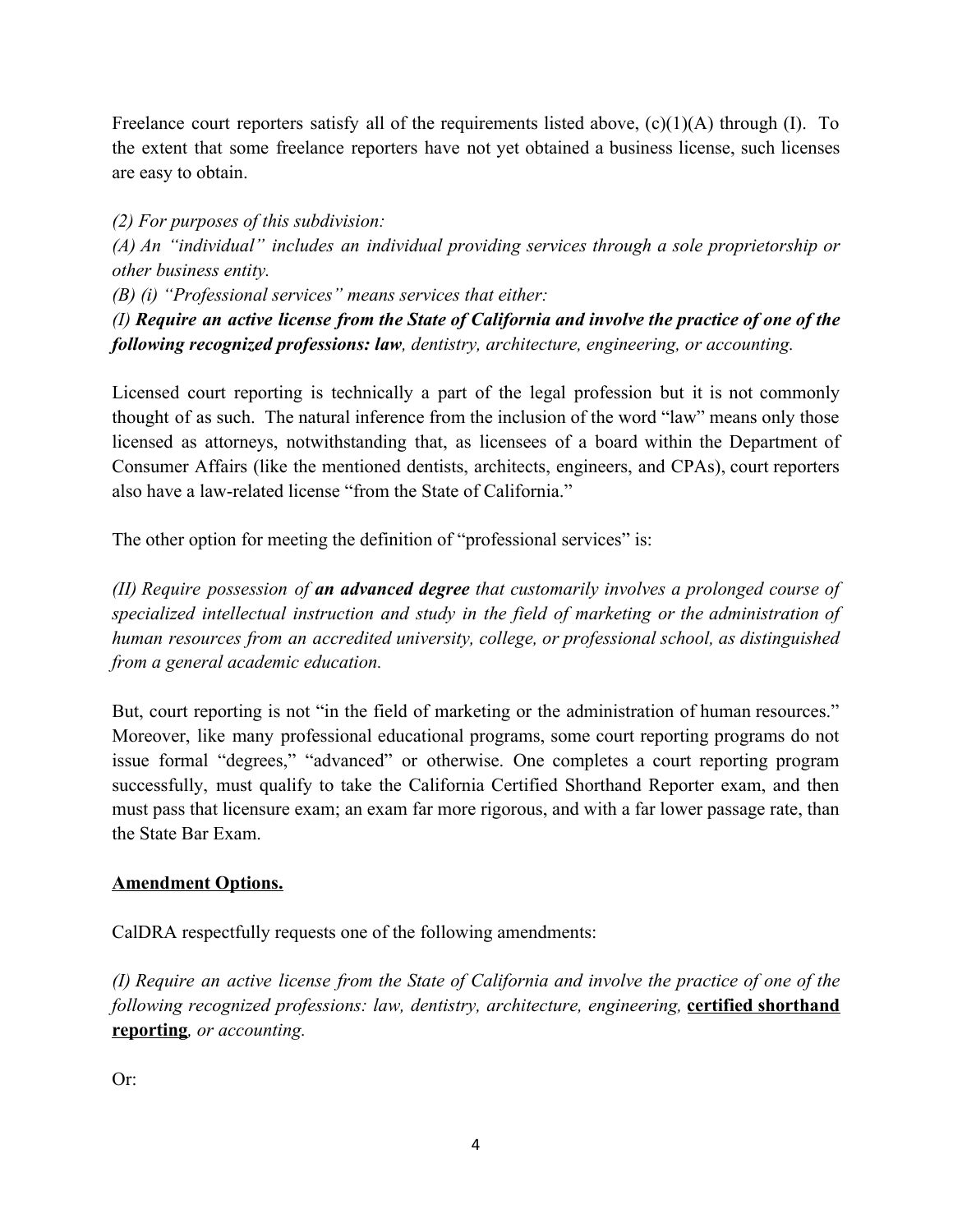Freelance court reporters satisfy all of the requirements listed above, (c)(1)(A) through (I). To the extent that some freelance reporters have not yet obtained a business license, such licenses are easy to obtain.

*(2) For purposes of this subdivision:*
*(A) An "individual" includes an individual providing services through a sole proprietorship or other business entity.*
*(B) (i) "Professional services" means services that either:*
*(I)* ***Require an active license from the State of California and involve the practice of one of the following recognized professions: law****, dentistry, architecture, engineering, or accounting.*

Licensed court reporting is technically a part of the legal profession but it is not commonly thought of as such. The natural inference from the inclusion of the word "law" means only those licensed as attorneys, notwithstanding that, as licensees of a board within the Department of Consumer Affairs (like the mentioned dentists, architects, engineers, and CPAs), court reporters also have a law-related license "from the State of California."

The other option for meeting the definition of "professional services" is:

*(II) Require possession of* ***an advanced degree*** *that customarily involves a prolonged course of specialized intellectual instruction and study in the field of marketing or the administration of human resources from an accredited university, college, or professional school, as distinguished from a general academic education.*

But, court reporting is not "in the field of marketing or the administration of human resources." Moreover, like many professional educational programs, some court reporting programs do not issue formal "degrees," "advanced" or otherwise. One completes a court reporting program successfully, must qualify to take the California Certified Shorthand Reporter exam, and then must pass that licensure exam; an exam far more rigorous, and with a far lower passage rate, than the State Bar Exam.

**<u>Amendment Options.</u>**

CalDRA respectfully requests one of the following amendments:

*(I) Require an active license from the State of California and involve the practice of one of the following recognized professions: law, dentistry, architecture, engineering,* **<u>certified shorthand reporting</u>***, or accounting.*

Or: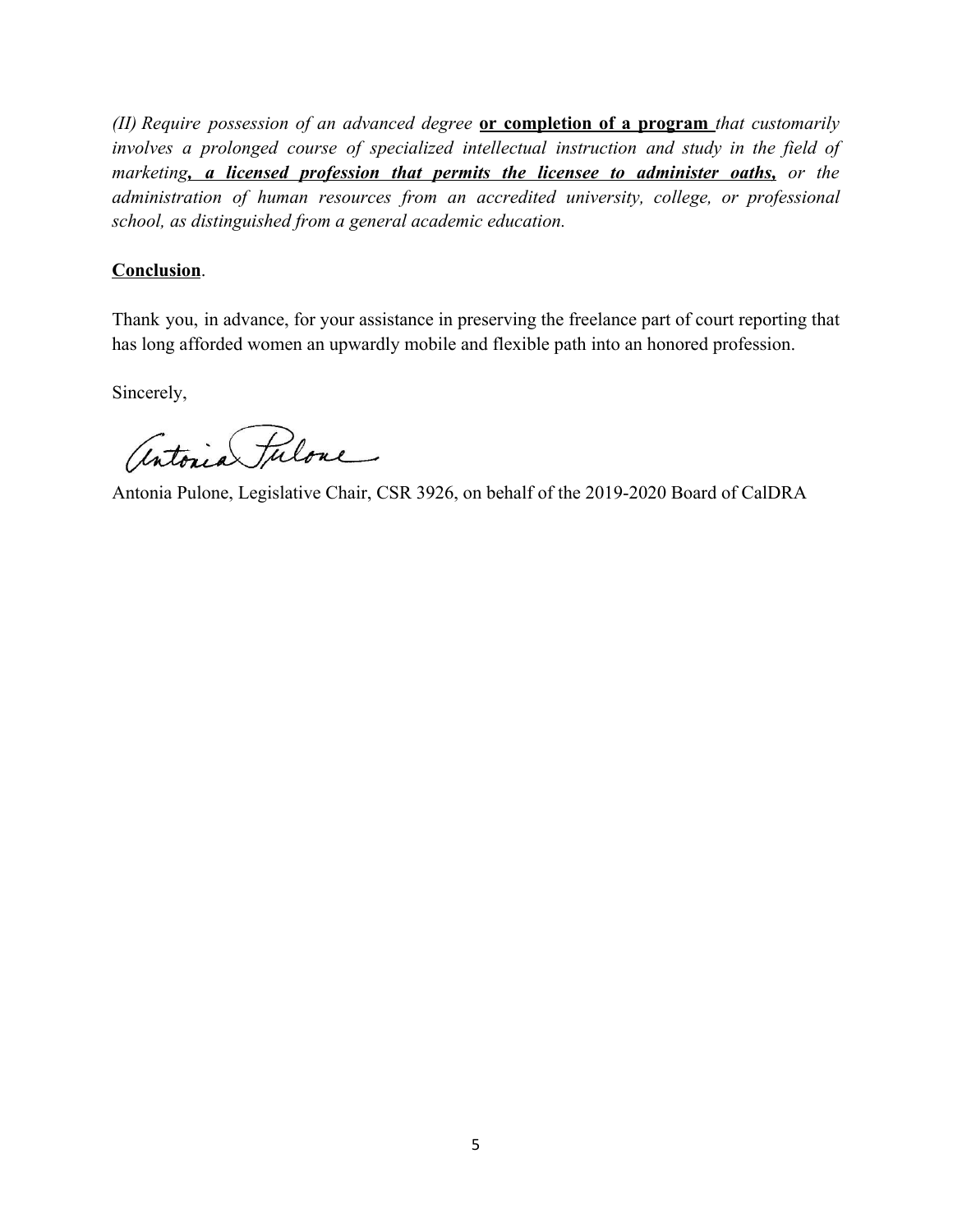*(II) Require possession of an advanced degree* **<u>or completion of a program</u>** *that customarily involves a prolonged course of specialized intellectual instruction and study in the field of marketing****<u>, a licensed profession that permits the licensee to administer oaths,</u>*** *or the administration of human resources from an accredited university, college, or professional school, as distinguished from a general academic education.*

**<u>Conclusion</u>**.

Thank you, in advance, for your assistance in preserving the freelance part of court reporting that has long afforded women an upwardly mobile and flexible path into an honored profession.

Sincerely,

Antonia Pulone

Antonia Pulone, Legislative Chair, CSR 3926, on behalf of the 2019-2020 Board of CalDRA